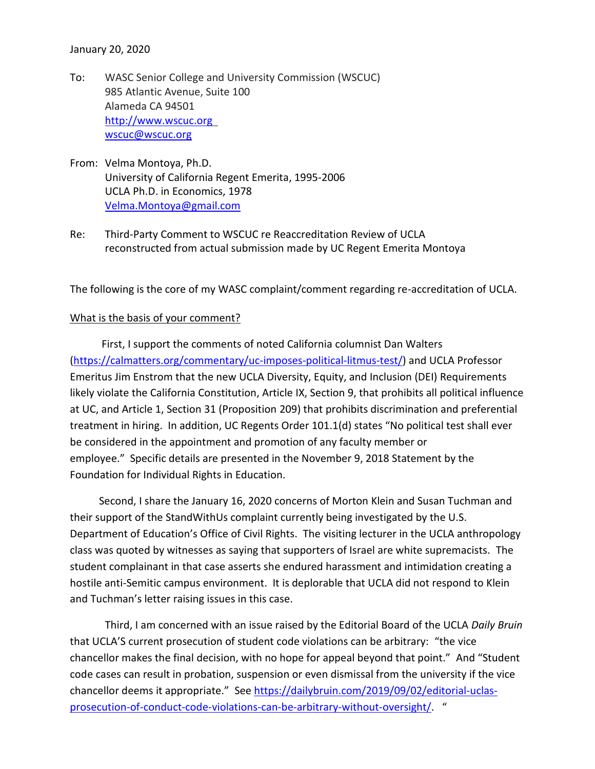January 20, 2020

To: WASC Senior College and University Commission (WSCUC)
985 Atlantic Avenue, Suite 100
Alameda CA 94501
http://www.wscuc.org
wscuc@wscuc.org

From: Velma Montoya, Ph.D.
University of California Regent Emerita, 1995-2006
UCLA Ph.D. in Economics, 1978
Velma.Montoya@gmail.com

Re: Third-Party Comment to WSCUC re Reaccreditation Review of UCLA
reconstructed from actual submission made by UC Regent Emerita Montoya

The following is the core of my WASC complaint/comment regarding re-accreditation of UCLA.

<u>What is the basis of your comment?</u>

First, I support the comments of noted California columnist Dan Walters (https://calmatters.org/commentary/uc-imposes-political-litmus-test/) and UCLA Professor Emeritus Jim Enstrom that the new UCLA Diversity, Equity, and Inclusion (DEI) Requirements likely violate the California Constitution, Article IX, Section 9, that prohibits all political influence at UC, and Article 1, Section 31 (Proposition 209) that prohibits discrimination and preferential treatment in hiring. In addition, UC Regents Order 101.1(d) states "No political test shall ever be considered in the appointment and promotion of any faculty member or employee." Specific details are presented in the November 9, 2018 Statement by the Foundation for Individual Rights in Education.

Second, I share the January 16, 2020 concerns of Morton Klein and Susan Tuchman and their support of the StandWithUs complaint currently being investigated by the U.S. Department of Education's Office of Civil Rights. The visiting lecturer in the UCLA anthropology class was quoted by witnesses as saying that supporters of Israel are white supremacists. The student complainant in that case asserts she endured harassment and intimidation creating a hostile anti-Semitic campus environment. It is deplorable that UCLA did not respond to Klein and Tuchman's letter raising issues in this case.

Third, I am concerned with an issue raised by the Editorial Board of the UCLA *Daily Bruin* that UCLA'S current prosecution of student code violations can be arbitrary: "the vice chancellor makes the final decision, with no hope for appeal beyond that point." And "Student code cases can result in probation, suspension or even dismissal from the university if the vice chancellor deems it appropriate." See https://dailybruin.com/2019/09/02/editorial-uclas-prosecution-of-conduct-code-violations-can-be-arbitrary-without-oversight/. "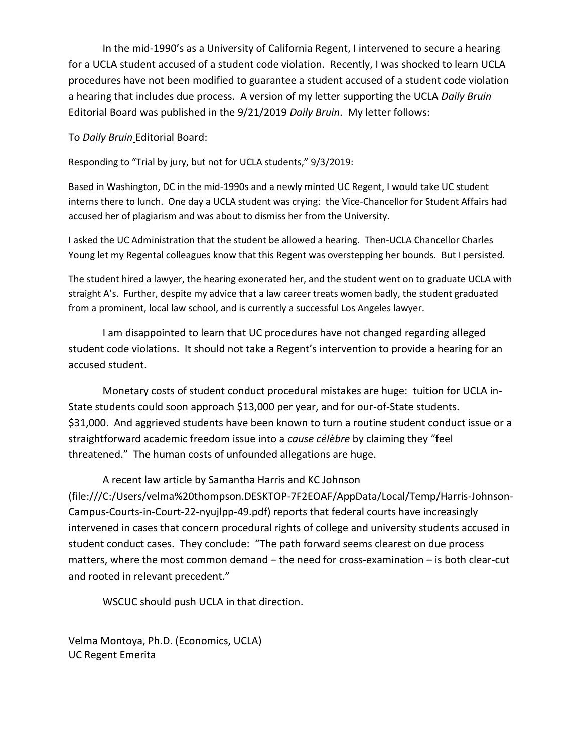In the mid-1990's as a University of California Regent, I intervened to secure a hearing for a UCLA student accused of a student code violation. Recently, I was shocked to learn UCLA procedures have not been modified to guarantee a student accused of a student code violation a hearing that includes due process. A version of my letter supporting the UCLA *Daily Bruin* Editorial Board was published in the 9/21/2019 *Daily Bruin*. My letter follows:

To *Daily Bruin* Editorial Board:

Responding to "Trial by jury, but not for UCLA students," 9/3/2019:

Based in Washington, DC in the mid-1990s and a newly minted UC Regent, I would take UC student interns there to lunch. One day a UCLA student was crying: the Vice-Chancellor for Student Affairs had accused her of plagiarism and was about to dismiss her from the University.

I asked the UC Administration that the student be allowed a hearing. Then-UCLA Chancellor Charles Young let my Regental colleagues know that this Regent was overstepping her bounds. But I persisted.

The student hired a lawyer, the hearing exonerated her, and the student went on to graduate UCLA with straight A's. Further, despite my advice that a law career treats women badly, the student graduated from a prominent, local law school, and is currently a successful Los Angeles lawyer.

I am disappointed to learn that UC procedures have not changed regarding alleged student code violations. It should not take a Regent's intervention to provide a hearing for an accused student.

Monetary costs of student conduct procedural mistakes are huge: tuition for UCLA in-State students could soon approach $13,000 per year, and for our-of-State students. $31,000. And aggrieved students have been known to turn a routine student conduct issue or a straightforward academic freedom issue into a *cause célèbre* by claiming they "feel threatened." The human costs of unfounded allegations are huge.

A recent law article by Samantha Harris and KC Johnson (file:///C:/Users/velma%20thompson.DESKTOP-7F2EOAF/AppData/Local/Temp/Harris-Johnson-Campus-Courts-in-Court-22-nyujlpp-49.pdf) reports that federal courts have increasingly intervened in cases that concern procedural rights of college and university students accused in student conduct cases. They conclude: "The path forward seems clearest on due process matters, where the most common demand – the need for cross-examination – is both clear-cut and rooted in relevant precedent."

WSCUC should push UCLA in that direction.

Velma Montoya, Ph.D. (Economics, UCLA)
UC Regent Emerita